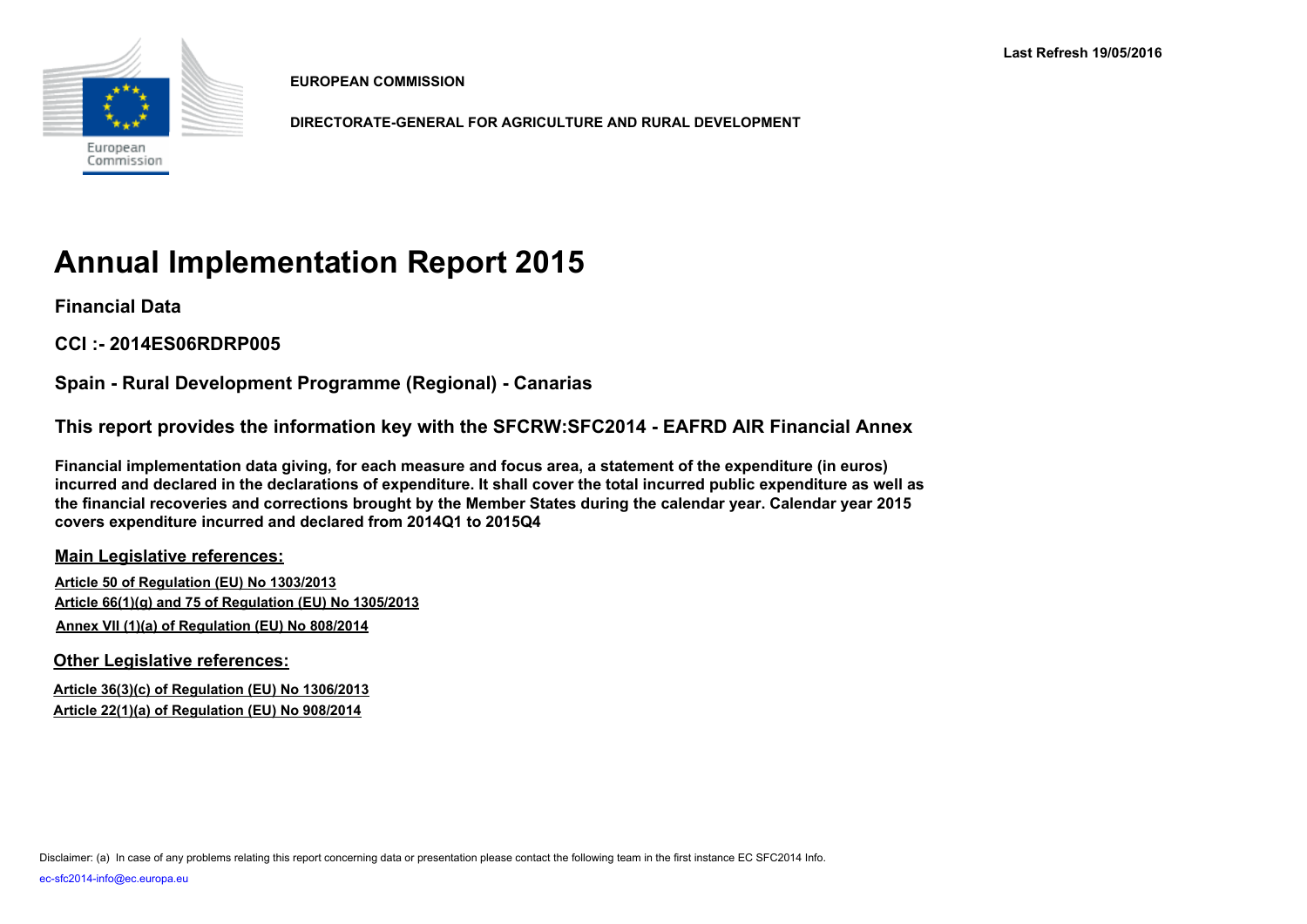Last Refresh 19/05/2016

**EUROPEAN COMMISSION**

**DIRECTORATE-GENERAL FOR AGRICULTURE AND RURAL DEVELOPMENT**

# Annual Implementation Report 2015

## Financial Data

## CCI :- 2014ES06RDRP005

## Spain - Rural Development Programme (Regional) - Canarias

## This report provides the information key with the SFCRW:SFC2014 - EAFRD AIR Financial Annex

**Financial implementation data giving, for each measure and focus area, a statement of the expenditure (in euros) incurred and declared in the declarations of expenditure. It shall cover the total incurred public expenditure as well as the financial recoveries and corrections brought by the Member States during the calendar year. Calendar year 2015 covers expenditure incurred and declared from 2014Q1 to 2015Q4**

### Main Legislative references:

**Article 50 of Regulation (EU) No 1303/2013**
**Article 66(1)(g) and 75 of Regulation (EU) No 1305/2013**
**Annex VII (1)(a) of Regulation (EU) No 808/2014**

### Other Legislative references:

**Article 36(3)(c) of Regulation (EU) No 1306/2013**
**Article 22(1)(a) of Regulation (EU) No 908/2014**

Disclaimer: (a) In case of any problems relating this report concerning data or presentation please contact the following team in the first instance EC SFC2014 Info.

ec-sfc2014-info@ec.europa.eu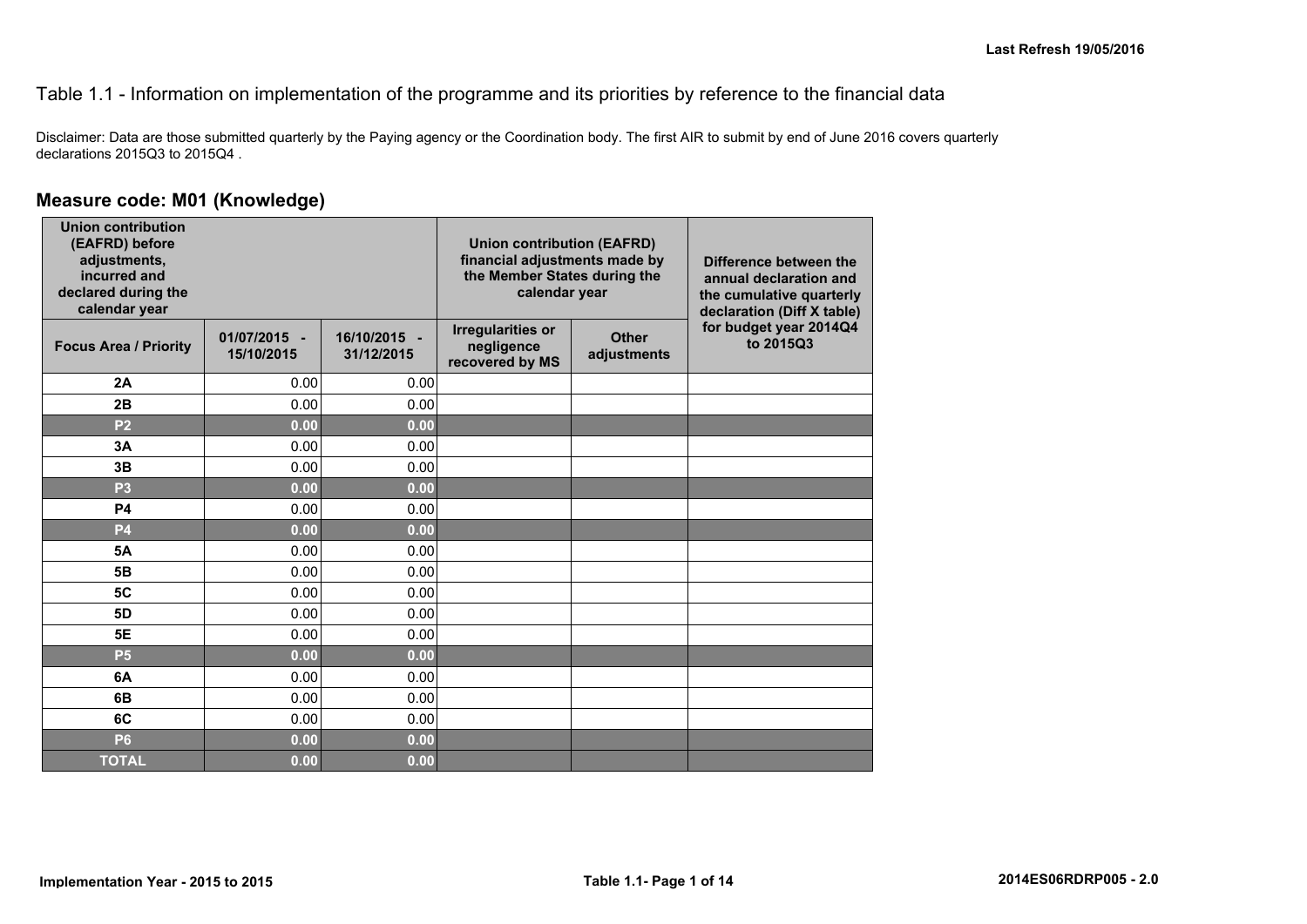Last Refresh 19/05/2016

# Table 1.1 - Information on implementation of the programme and its priorities by reference to the financial data

Disclaimer: Data are those submitted quarterly by the Paying agency or the Coordination body. The first AIR to submit by end of June 2016 covers quarterly declarations 2015Q3 to 2015Q4 .

## Measure code: M01 (Knowledge)

| Union contribution (EAFRD) before adjustments, incurred and declared during the calendar year | | | Union contribution (EAFRD) financial adjustments made by the Member States during the calendar year | | Difference between the annual declaration and the cumulative quarterly declaration (Diff X table) for budget year 2014Q4 to 2015Q3 |
|---|---|---|---|---|---|
| **Focus Area / Priority** | **01/07/2015 - 15/10/2015** | **16/10/2015 - 31/12/2015** | **Irregularities or negligence recovered by MS** | **Other adjustments** | |
| **2A** | 0.00 | 0.00 | | | |
| **2B** | 0.00 | 0.00 | | | |
| **P2** | **0.00** | **0.00** | | | |
| **3A** | 0.00 | 0.00 | | | |
| **3B** | 0.00 | 0.00 | | | |
| **P3** | **0.00** | **0.00** | | | |
| **P4** | 0.00 | 0.00 | | | |
| **P4** | **0.00** | **0.00** | | | |
| **5A** | 0.00 | 0.00 | | | |
| **5B** | 0.00 | 0.00 | | | |
| **5C** | 0.00 | 0.00 | | | |
| **5D** | 0.00 | 0.00 | | | |
| **5E** | 0.00 | 0.00 | | | |
| **P5** | **0.00** | **0.00** | | | |
| **6A** | 0.00 | 0.00 | | | |
| **6B** | 0.00 | 0.00 | | | |
| **6C** | 0.00 | 0.00 | | | |
| **P6** | **0.00** | **0.00** | | | |
| **TOTAL** | **0.00** | **0.00** | | | |

Implementation Year - 2015 to 2015

2014ES06RDRP005 - 2.0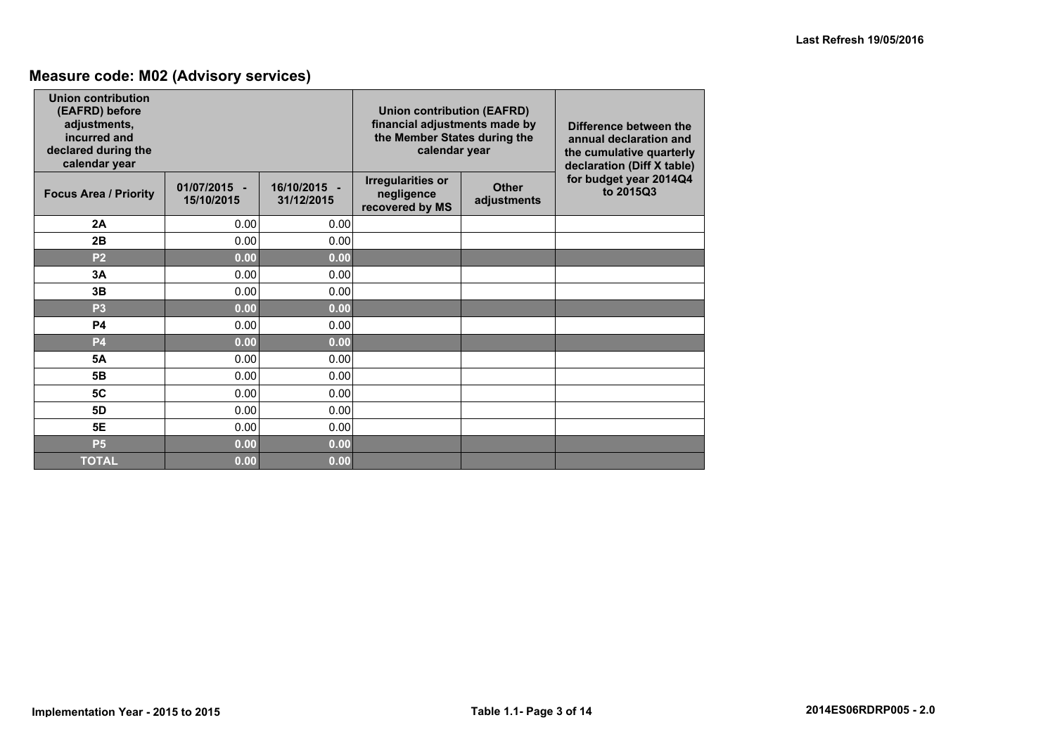## Measure code: M02 (Advisory services)

| Union contribution (EAFRD) before adjustments, incurred and declared during the calendar year | | | Union contribution (EAFRD) financial adjustments made by the Member States during the calendar year | | Difference between the annual declaration and the cumulative quarterly declaration (Diff X table) for budget year 2014Q4 to 2015Q3 |
|---|---|---|---|---|---|
| **Focus Area / Priority** | **01/07/2015 - 15/10/2015** | **16/10/2015 - 31/12/2015** | **Irregularities or negligence recovered by MS** | **Other adjustments** | |
| **2A** | 0.00 | 0.00 | | | |
| **2B** | 0.00 | 0.00 | | | |
| **P2** | **0.00** | **0.00** | | | |
| **3A** | 0.00 | 0.00 | | | |
| **3B** | 0.00 | 0.00 | | | |
| **P3** | **0.00** | **0.00** | | | |
| **P4** | 0.00 | 0.00 | | | |
| **P4** | **0.00** | **0.00** | | | |
| **5A** | 0.00 | 0.00 | | | |
| **5B** | 0.00 | 0.00 | | | |
| **5C** | 0.00 | 0.00 | | | |
| **5D** | 0.00 | 0.00 | | | |
| **5E** | 0.00 | 0.00 | | | |
| **P5** | **0.00** | **0.00** | | | |
| **TOTAL** | **0.00** | **0.00** | | | |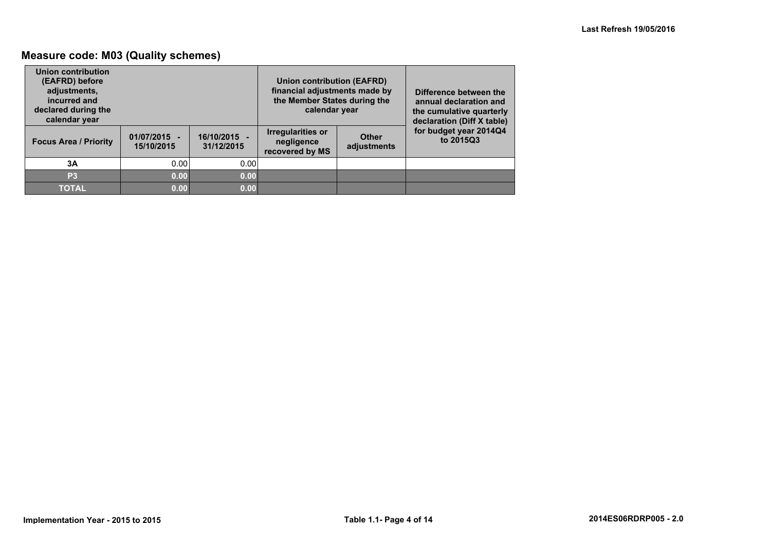## Measure code: M03 (Quality schemes)

| Union contribution (EAFRD) before adjustments, incurred and declared during the calendar year | | | Union contribution (EAFRD) financial adjustments made by the Member States during the calendar year | | Difference between the annual declaration and the cumulative quarterly declaration (Diff X table) for budget year 2014Q4 to 2015Q3 |
|---|---|---|---|---|---|
| **Focus Area / Priority** | **01/07/2015 - 15/10/2015** | **16/10/2015 - 31/12/2015** | **Irregularities or negligence recovered by MS** | **Other adjustments** | |
| **3A** | 0.00 | 0.00 | | | |
| **P3** | **0.00** | **0.00** | | | |
| **TOTAL** | **0.00** | **0.00** | | | |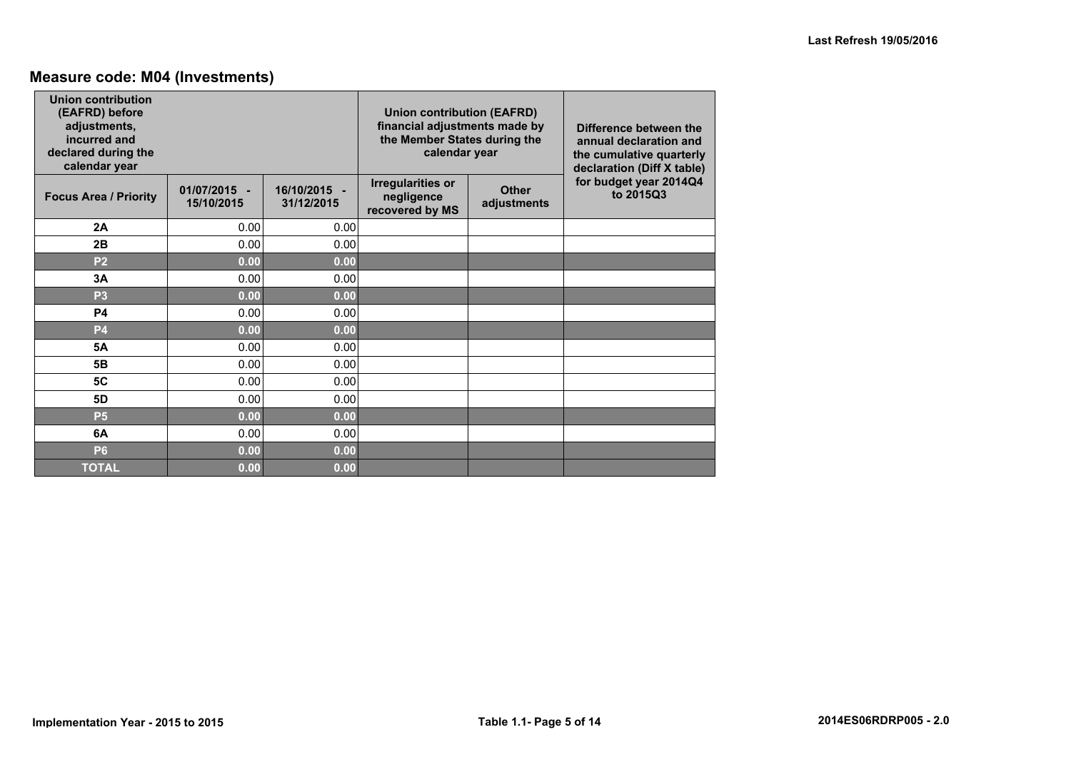## Measure code: M04 (Investments)

| Union contribution (EAFRD) before adjustments, incurred and declared during the calendar year | | | Union contribution (EAFRD) financial adjustments made by the Member States during the calendar year | | Difference between the annual declaration and the cumulative quarterly declaration (Diff X table) for budget year 2014Q4 to 2015Q3 |
|---|---|---|---|---|---|
| **Focus Area / Priority** | **01/07/2015 - 15/10/2015** | **16/10/2015 - 31/12/2015** | **Irregularities or negligence recovered by MS** | **Other adjustments** | |
| **2A** | 0.00 | 0.00 | | | |
| **2B** | 0.00 | 0.00 | | | |
| **P2** | **0.00** | **0.00** | | | |
| **3A** | 0.00 | 0.00 | | | |
| **P3** | **0.00** | **0.00** | | | |
| **P4** | 0.00 | 0.00 | | | |
| **P4** | **0.00** | **0.00** | | | |
| **5A** | 0.00 | 0.00 | | | |
| **5B** | 0.00 | 0.00 | | | |
| **5C** | 0.00 | 0.00 | | | |
| **5D** | 0.00 | 0.00 | | | |
| **P5** | **0.00** | **0.00** | | | |
| **6A** | 0.00 | 0.00 | | | |
| **P6** | **0.00** | **0.00** | | | |
| **TOTAL** | **0.00** | **0.00** | | | |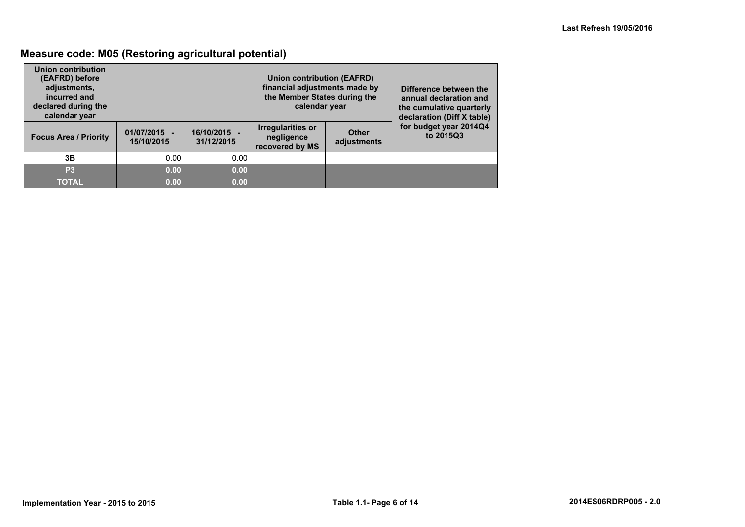## Measure code: M05 (Restoring agricultural potential)

| Union contribution (EAFRD) before adjustments, incurred and declared during the calendar year | | | Union contribution (EAFRD) financial adjustments made by the Member States during the calendar year | | Difference between the annual declaration and the cumulative quarterly declaration (Diff X table) for budget year 2014Q4 to 2015Q3 |
|---|---|---|---|---|---|
| **Focus Area / Priority** | **01/07/2015 - 15/10/2015** | **16/10/2015 - 31/12/2015** | **Irregularities or negligence recovered by MS** | **Other adjustments** | |
| **3B** | 0.00 | 0.00 | | | |
| **P3** | **0.00** | **0.00** | | | |
| **TOTAL** | **0.00** | **0.00** | | | |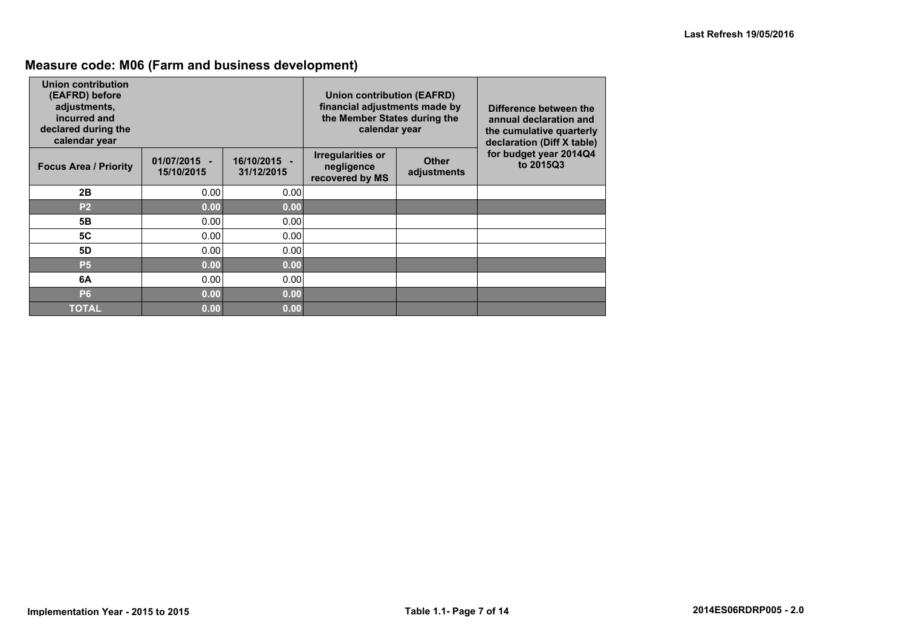## Measure code: M06 (Farm and business development)

| Union contribution (EAFRD) before adjustments, incurred and declared during the calendar year | | | Union contribution (EAFRD) financial adjustments made by the Member States during the calendar year | | Difference between the annual declaration and the cumulative quarterly declaration (Diff X table) for budget year 2014Q4 to 2015Q3 |
|---|---|---|---|---|---|
| Focus Area / Priority | 01/07/2015 - 15/10/2015 | 16/10/2015 - 31/12/2015 | Irregularities or negligence recovered by MS | Other adjustments | |
| 2B | 0.00 | 0.00 | | | |
| P2 | 0.00 | 0.00 | | | |
| 5B | 0.00 | 0.00 | | | |
| 5C | 0.00 | 0.00 | | | |
| 5D | 0.00 | 0.00 | | | |
| P5 | 0.00 | 0.00 | | | |
| 6A | 0.00 | 0.00 | | | |
| P6 | 0.00 | 0.00 | | | |
| TOTAL | 0.00 | 0.00 | | | |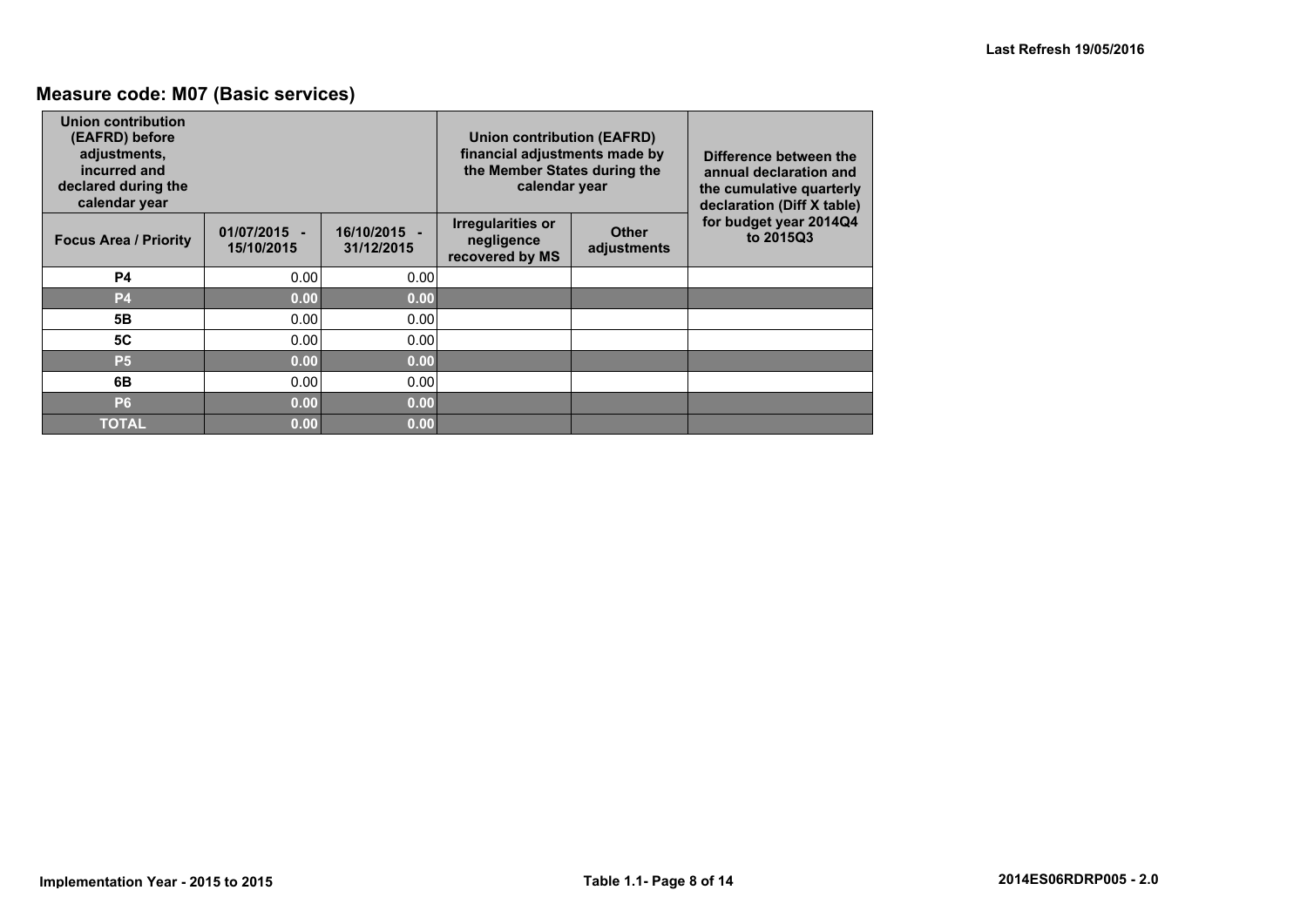## Measure code: M07 (Basic services)

| Union contribution (EAFRD) before adjustments, incurred and declared during the calendar year | | | Union contribution (EAFRD) financial adjustments made by the Member States during the calendar year | | Difference between the annual declaration and the cumulative quarterly declaration (Diff X table) for budget year 2014Q4 to 2015Q3 |
|---|---|---|---|---|---|
| **Focus Area / Priority** | **01/07/2015 - 15/10/2015** | **16/10/2015 - 31/12/2015** | **Irregularities or negligence recovered by MS** | **Other adjustments** | |
| **P4** | 0.00 | 0.00 | | | |
| **P4** | **0.00** | **0.00** | | | |
| **5B** | 0.00 | 0.00 | | | |
| **5C** | 0.00 | 0.00 | | | |
| **P5** | **0.00** | **0.00** | | | |
| **6B** | 0.00 | 0.00 | | | |
| **P6** | **0.00** | **0.00** | | | |
| **TOTAL** | **0.00** | **0.00** | | | |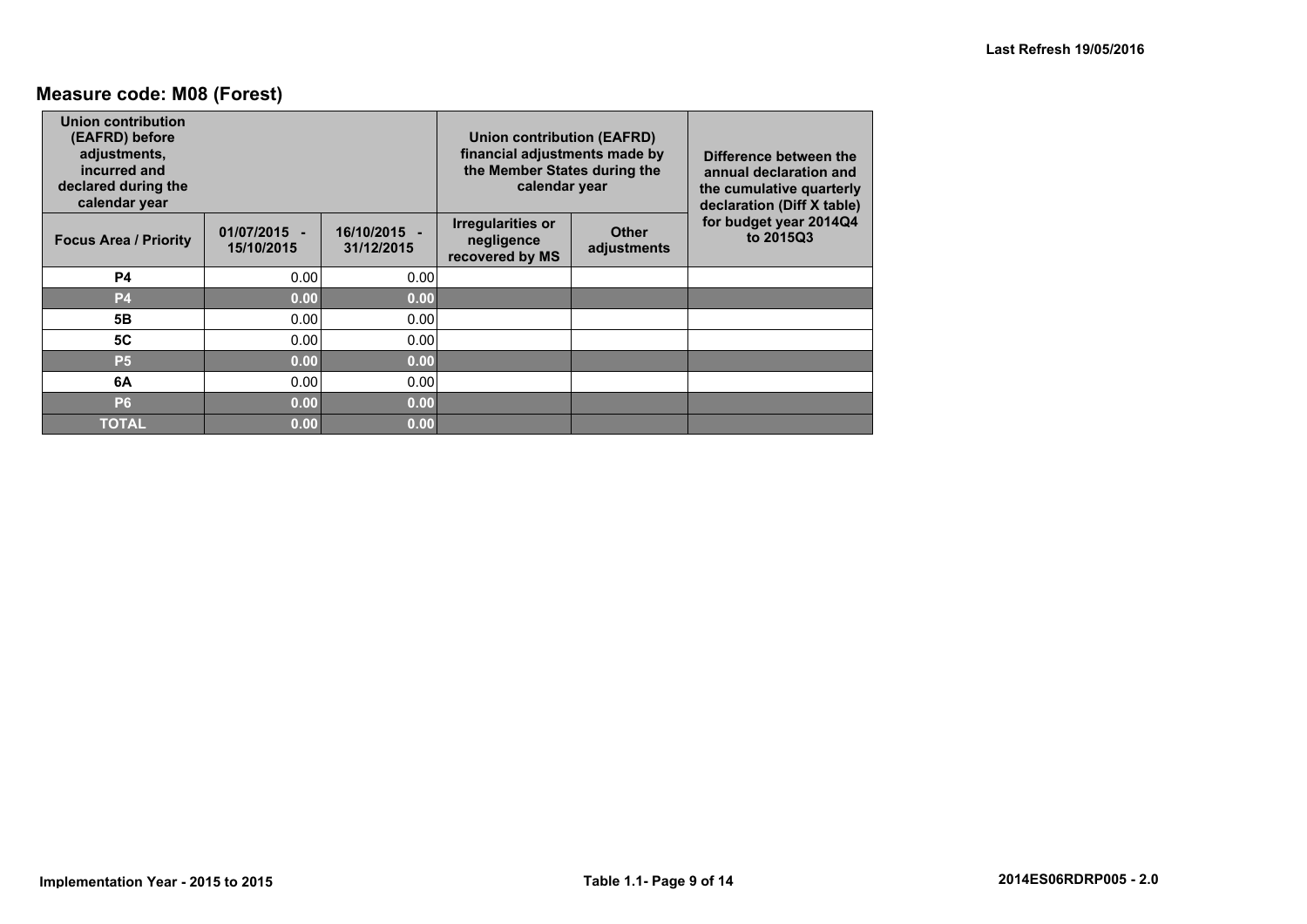## Measure code: M08 (Forest)

| Union contribution (EAFRD) before adjustments, incurred and declared during the calendar year | | | Union contribution (EAFRD) financial adjustments made by the Member States during the calendar year | | Difference between the annual declaration and the cumulative quarterly declaration (Diff X table) for budget year 2014Q4 to 2015Q3 |
|---|---|---|---|---|---|
| Focus Area / Priority | 01/07/2015 - 15/10/2015 | 16/10/2015 - 31/12/2015 | Irregularities or negligence recovered by MS | Other adjustments | |
| **P4** | 0.00 | 0.00 | | | |
| **P4** | **0.00** | **0.00** | | | |
| **5B** | 0.00 | 0.00 | | | |
| **5C** | 0.00 | 0.00 | | | |
| **P5** | **0.00** | **0.00** | | | |
| **6A** | 0.00 | 0.00 | | | |
| **P6** | **0.00** | **0.00** | | | |
| **TOTAL** | **0.00** | **0.00** | | | |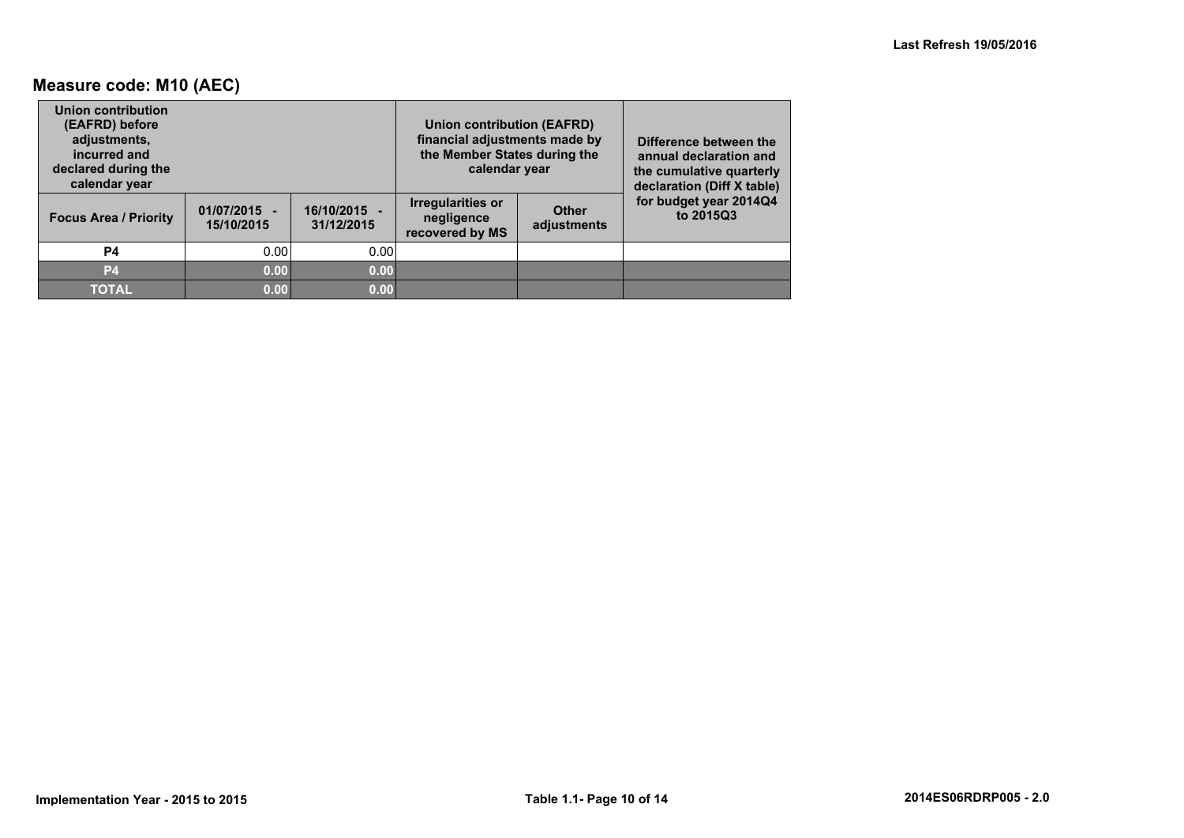## Measure code: M10 (AEC)

| Union contribution (EAFRD) before adjustments, incurred and declared during the calendar year | | | Union contribution (EAFRD) financial adjustments made by the Member States during the calendar year | | Difference between the annual declaration and the cumulative quarterly declaration (Diff X table) for budget year 2014Q4 to 2015Q3 |
|---|---|---|---|---|---|
| **Focus Area / Priority** | **01/07/2015 - 15/10/2015** | **16/10/2015 - 31/12/2015** | **Irregularities or negligence recovered by MS** | **Other adjustments** | |
| P4 | 0.00 | 0.00 | | | |
| **P4** | **0.00** | **0.00** | | | |
| **TOTAL** | **0.00** | **0.00** | | | |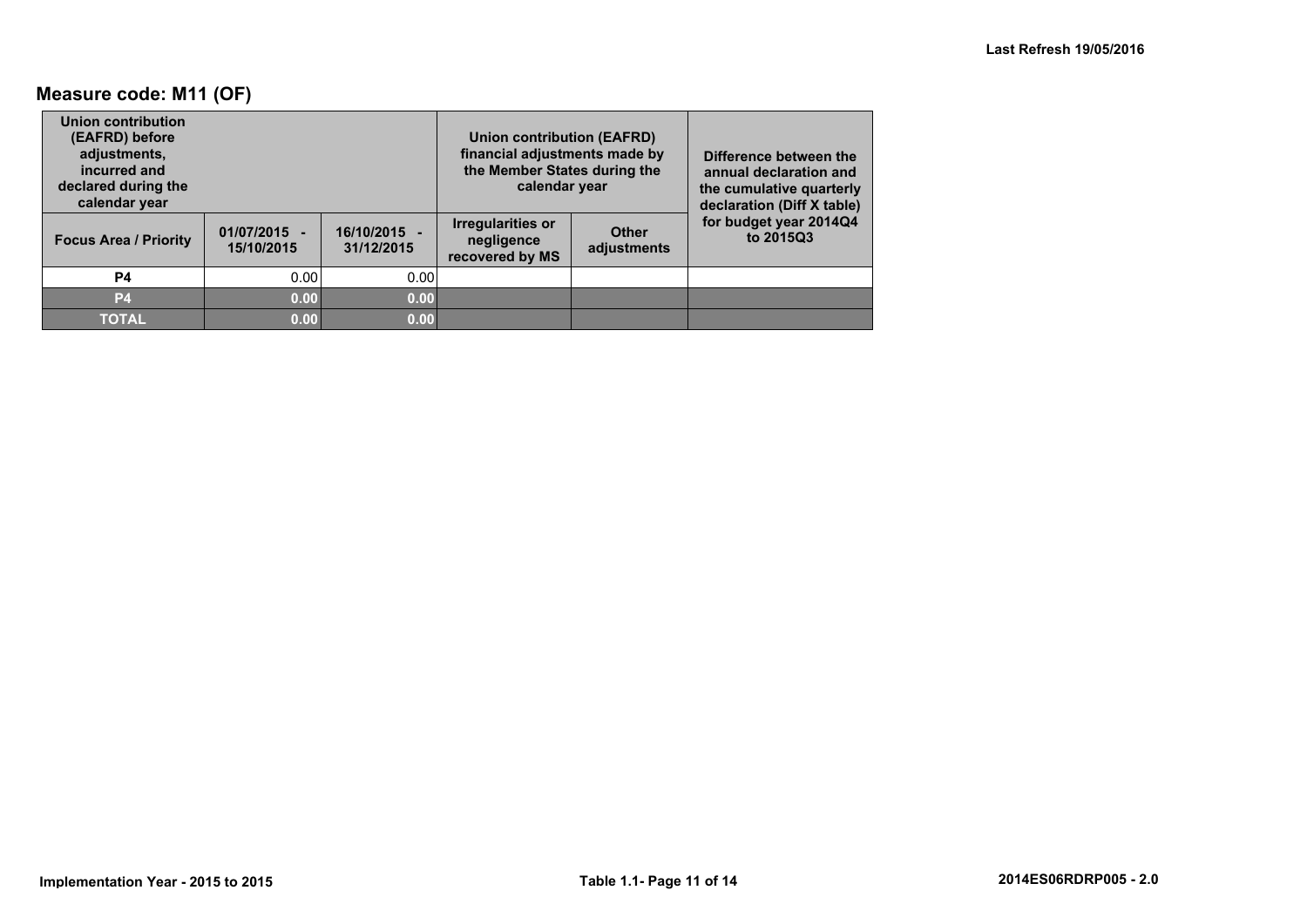## Measure code: M11 (OF)

| Union contribution (EAFRD) before adjustments, incurred and declared during the calendar year | | | Union contribution (EAFRD) financial adjustments made by the Member States during the calendar year | | Difference between the annual declaration and the cumulative quarterly declaration (Diff X table) for budget year 2014Q4 to 2015Q3 |
|---|---|---|---|---|---|
| Focus Area / Priority | 01/07/2015 - 15/10/2015 | 16/10/2015 - 31/12/2015 | Irregularities or negligence recovered by MS | Other adjustments | |
| P4 | 0.00 | 0.00 | | | |
| **P4** | **0.00** | **0.00** | | | |
| **TOTAL** | **0.00** | **0.00** | | | |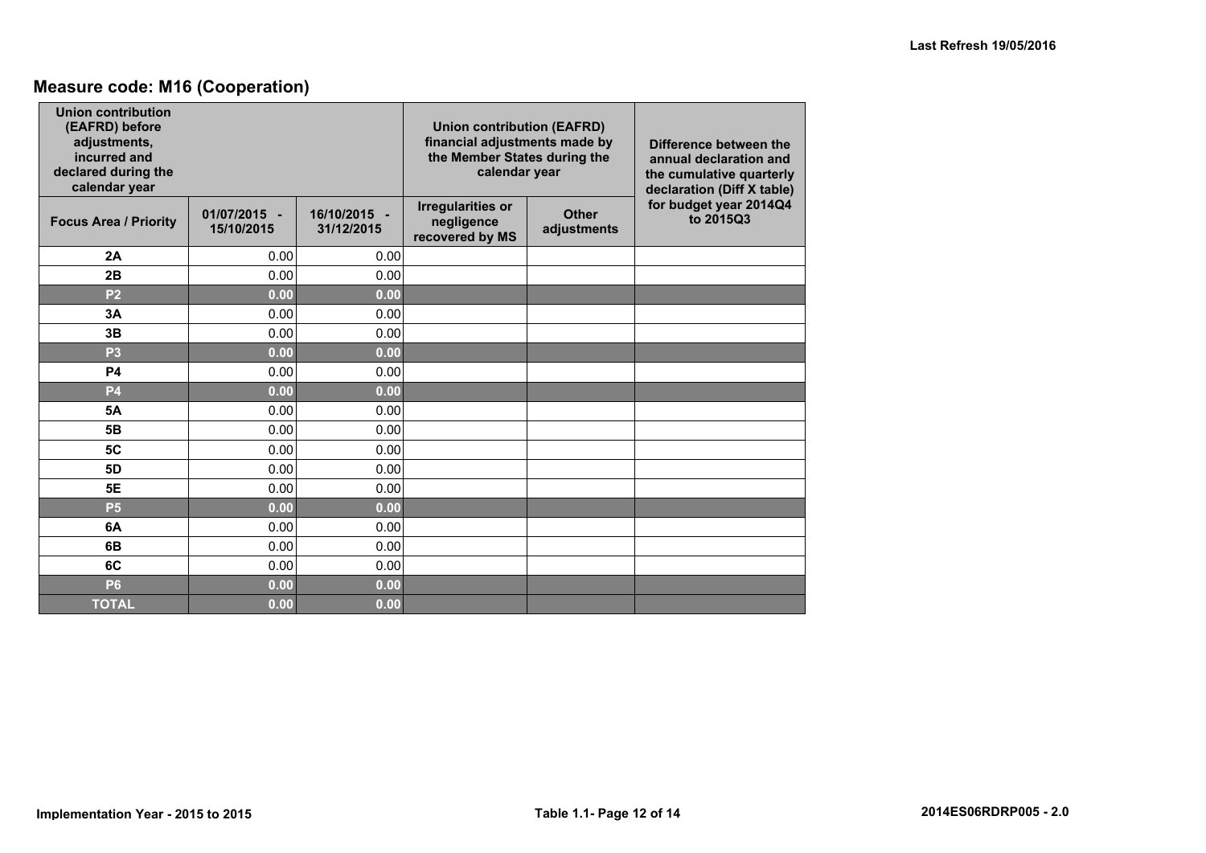## Measure code: M16 (Cooperation)

| Union contribution (EAFRD) before adjustments, incurred and declared during the calendar year | | | Union contribution (EAFRD) financial adjustments made by the Member States during the calendar year | | Difference between the annual declaration and the cumulative quarterly declaration (Diff X table) for budget year 2014Q4 to 2015Q3 |
|---|---|---|---|---|---|
| **Focus Area / Priority** | **01/07/2015 - 15/10/2015** | **16/10/2015 - 31/12/2015** | **Irregularities or negligence recovered by MS** | **Other adjustments** | |
| **2A** | 0.00 | 0.00 | | | |
| **2B** | 0.00 | 0.00 | | | |
| **P2** | **0.00** | **0.00** | | | |
| **3A** | 0.00 | 0.00 | | | |
| **3B** | 0.00 | 0.00 | | | |
| **P3** | **0.00** | **0.00** | | | |
| **P4** | 0.00 | 0.00 | | | |
| **P4** | **0.00** | **0.00** | | | |
| **5A** | 0.00 | 0.00 | | | |
| **5B** | 0.00 | 0.00 | | | |
| **5C** | 0.00 | 0.00 | | | |
| **5D** | 0.00 | 0.00 | | | |
| **5E** | 0.00 | 0.00 | | | |
| **P5** | **0.00** | **0.00** | | | |
| **6A** | 0.00 | 0.00 | | | |
| **6B** | 0.00 | 0.00 | | | |
| **6C** | 0.00 | 0.00 | | | |
| **P6** | **0.00** | **0.00** | | | |
| **TOTAL** | **0.00** | **0.00** | | | |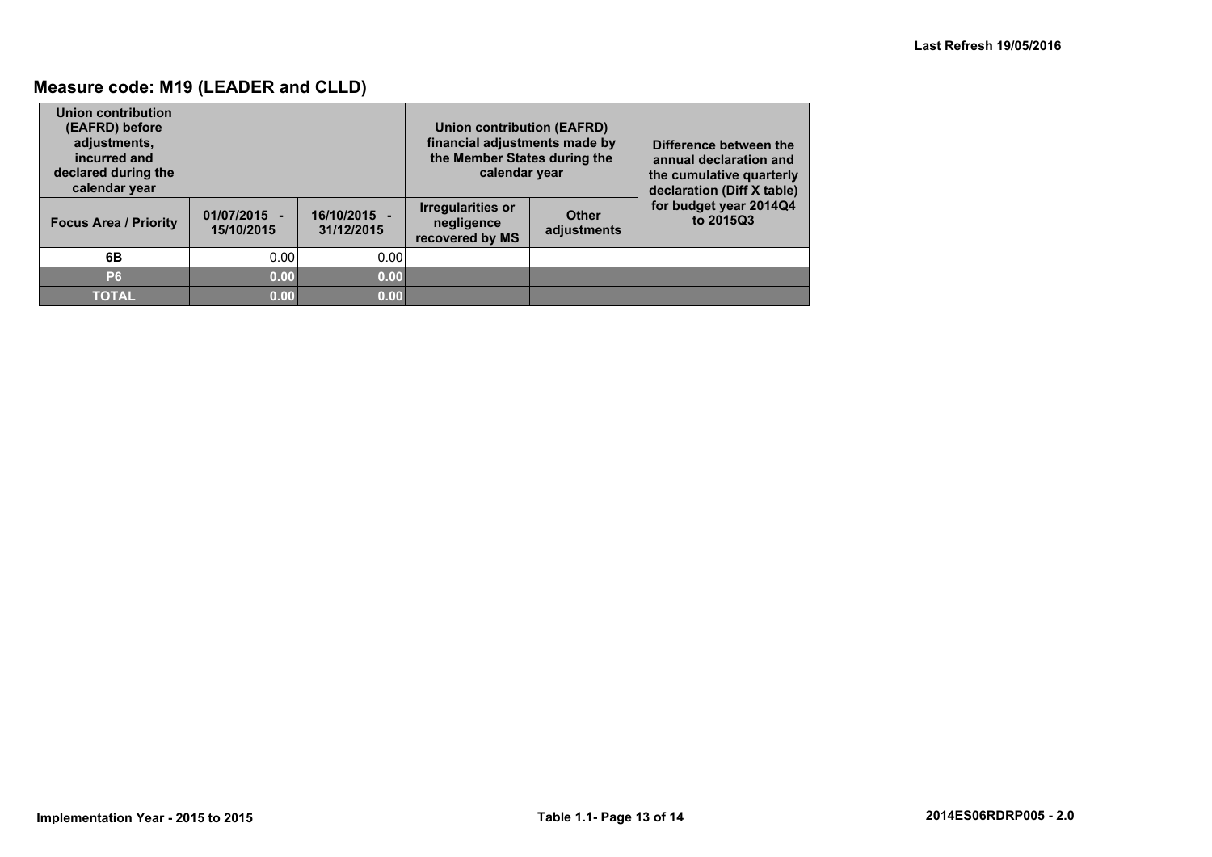## Measure code: M19 (LEADER and CLLD)

| Union contribution (EAFRD) before adjustments, incurred and declared during the calendar year | | | Union contribution (EAFRD) financial adjustments made by the Member States during the calendar year | | Difference between the annual declaration and the cumulative quarterly declaration (Diff X table) for budget year 2014Q4 to 2015Q3 |
|---|---|---|---|---|---|
| **Focus Area / Priority** | **01/07/2015 - 15/10/2015** | **16/10/2015 - 31/12/2015** | **Irregularities or negligence recovered by MS** | **Other adjustments** | |
| 6B | 0.00 | 0.00 | | | |
| **P6** | **0.00** | **0.00** | | | |
| **TOTAL** | **0.00** | **0.00** | | | |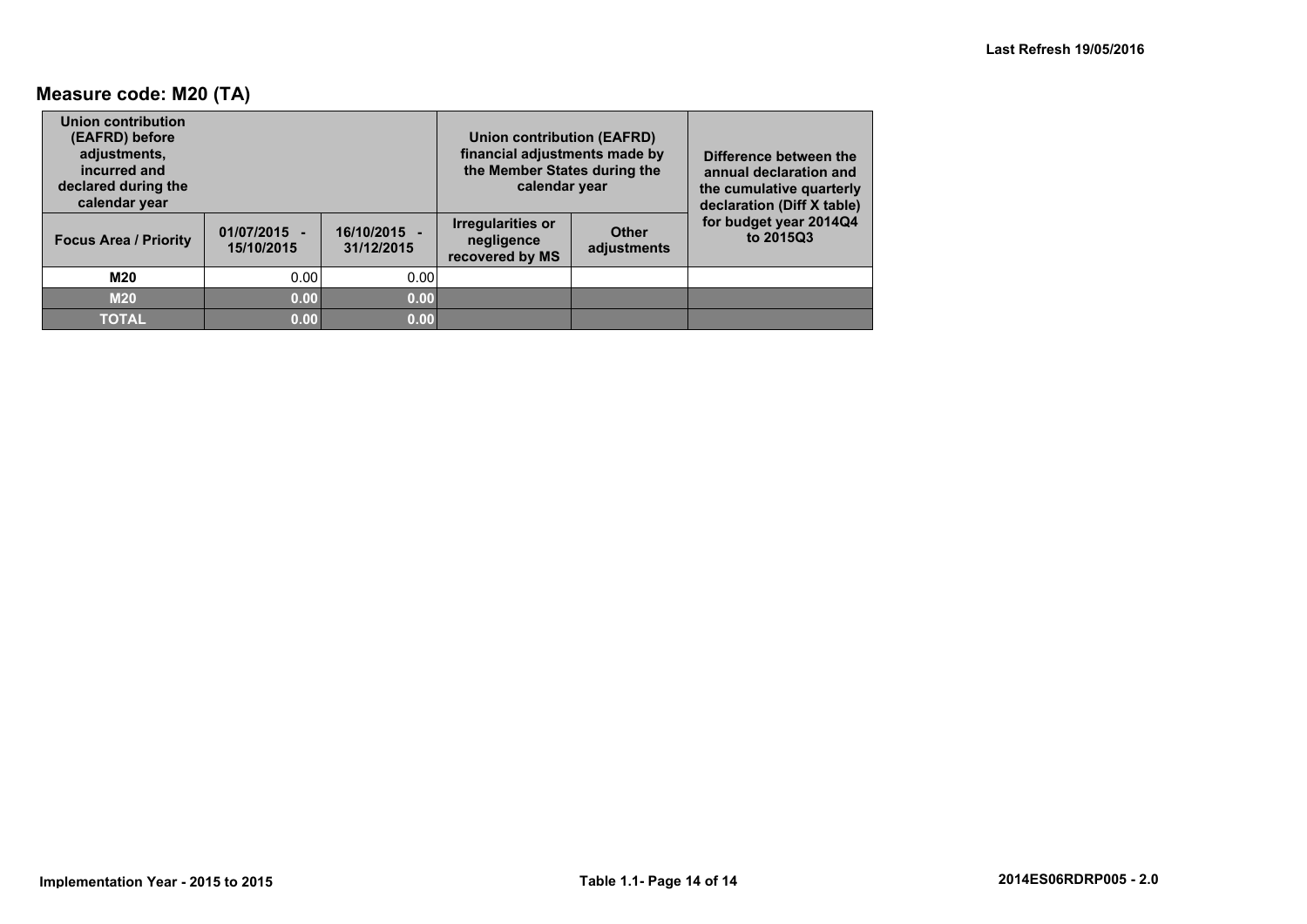## Measure code: M20 (TA)

| Union contribution (EAFRD) before adjustments, incurred and declared during the calendar year | | | Union contribution (EAFRD) financial adjustments made by the Member States during the calendar year | | Difference between the annual declaration and the cumulative quarterly declaration (Diff X table) for budget year 2014Q4 to 2015Q3 |
|---|---|---|---|---|---|
| **Focus Area / Priority** | **01/07/2015 - 15/10/2015** | **16/10/2015 - 31/12/2015** | **Irregularities or negligence recovered by MS** | **Other adjustments** | |
| **M20** | 0.00 | 0.00 | | | |
| **M20** | **0.00** | **0.00** | | | |
| **TOTAL** | **0.00** | **0.00** | | | |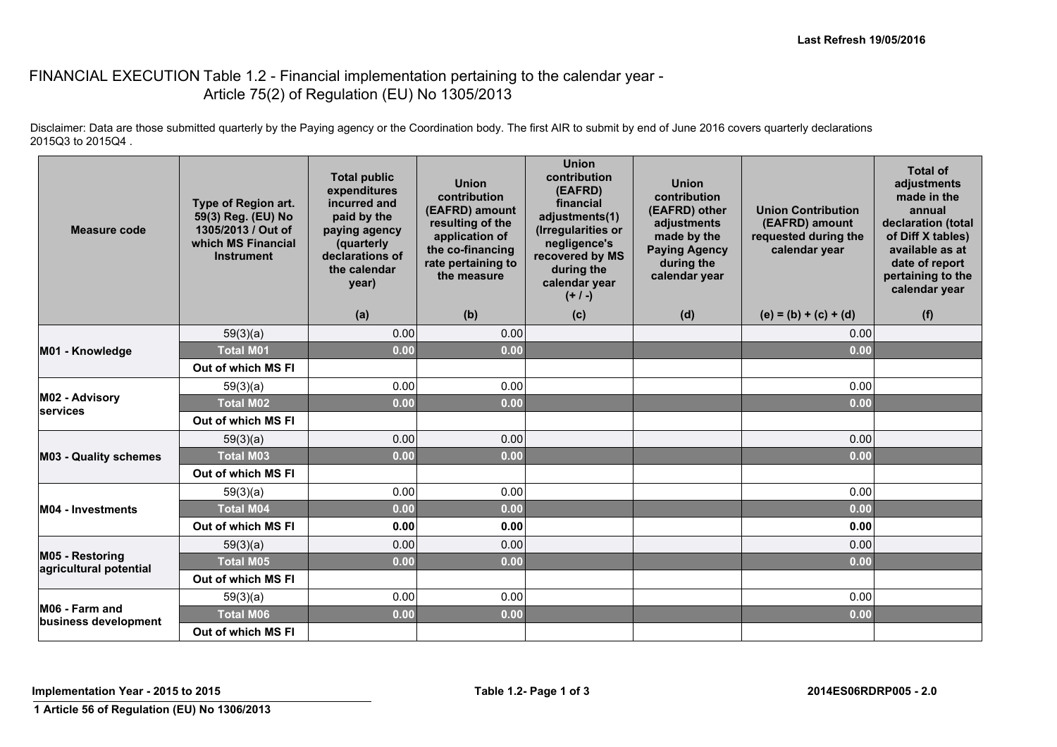Last Refresh 19/05/2016

# FINANCIAL EXECUTION Table 1.2 - Financial implementation pertaining to the calendar year - Article 75(2) of Regulation (EU) No 1305/2013

Disclaimer: Data are those submitted quarterly by the Paying agency or the Coordination body. The first AIR to submit by end of June 2016 covers quarterly declarations 2015Q3 to 2015Q4 .

| Measure code | Type of Region art. 59(3) Reg. (EU) No 1305/2013 / Out of which MS Financial Instrument | Total public expenditures incurred and paid by the paying agency (quarterly declarations of the calendar year) (a) | Union contribution (EAFRD) amount resulting of the application of the co-financing rate pertaining to the measure (b) | Union contribution (EAFRD) financial adjustments(1) (Irregularities or negligence's recovered by MS during the calendar year (+ / -) (c) | Union contribution (EAFRD) other adjustments made by the Paying Agency during the calendar year (d) | Union Contribution (EAFRD) amount requested during the calendar year (e) = (b) + (c) + (d) | Total of adjustments made in the annual declaration (total of Diff X tables) available as at date of report pertaining to the calendar year (f) |
|---|---|---|---|---|---|---|---|
| M01 - Knowledge | 59(3)(a) | 0.00 | 0.00 | | | 0.00 | |
| | **Total M01** | **0.00** | **0.00** | | | **0.00** | |
| | **Out of which MS FI** | | | | | | |
| M02 - Advisory services | 59(3)(a) | 0.00 | 0.00 | | | 0.00 | |
| | **Total M02** | **0.00** | **0.00** | | | **0.00** | |
| | **Out of which MS FI** | | | | | | |
| M03 - Quality schemes | 59(3)(a) | 0.00 | 0.00 | | | 0.00 | |
| | **Total M03** | **0.00** | **0.00** | | | **0.00** | |
| | **Out of which MS FI** | | | | | | |
| M04 - Investments | 59(3)(a) | 0.00 | 0.00 | | | 0.00 | |
| | **Total M04** | **0.00** | **0.00** | | | **0.00** | |
| | **Out of which MS FI** | **0.00** | **0.00** | | | **0.00** | |
| M05 - Restoring agricultural potential | 59(3)(a) | 0.00 | 0.00 | | | 0.00 | |
| | **Total M05** | **0.00** | **0.00** | | | **0.00** | |
| | **Out of which MS FI** | | | | | | |
| M06 - Farm and business development | 59(3)(a) | 0.00 | 0.00 | | | 0.00 | |
| | **Total M06** | **0.00** | **0.00** | | | **0.00** | |
| | **Out of which MS FI** | | | | | | |

Implementation Year - 2015 to 2015

2014ES06RDRP005 - 2.0

1 Article 56 of Regulation (EU) No 1306/2013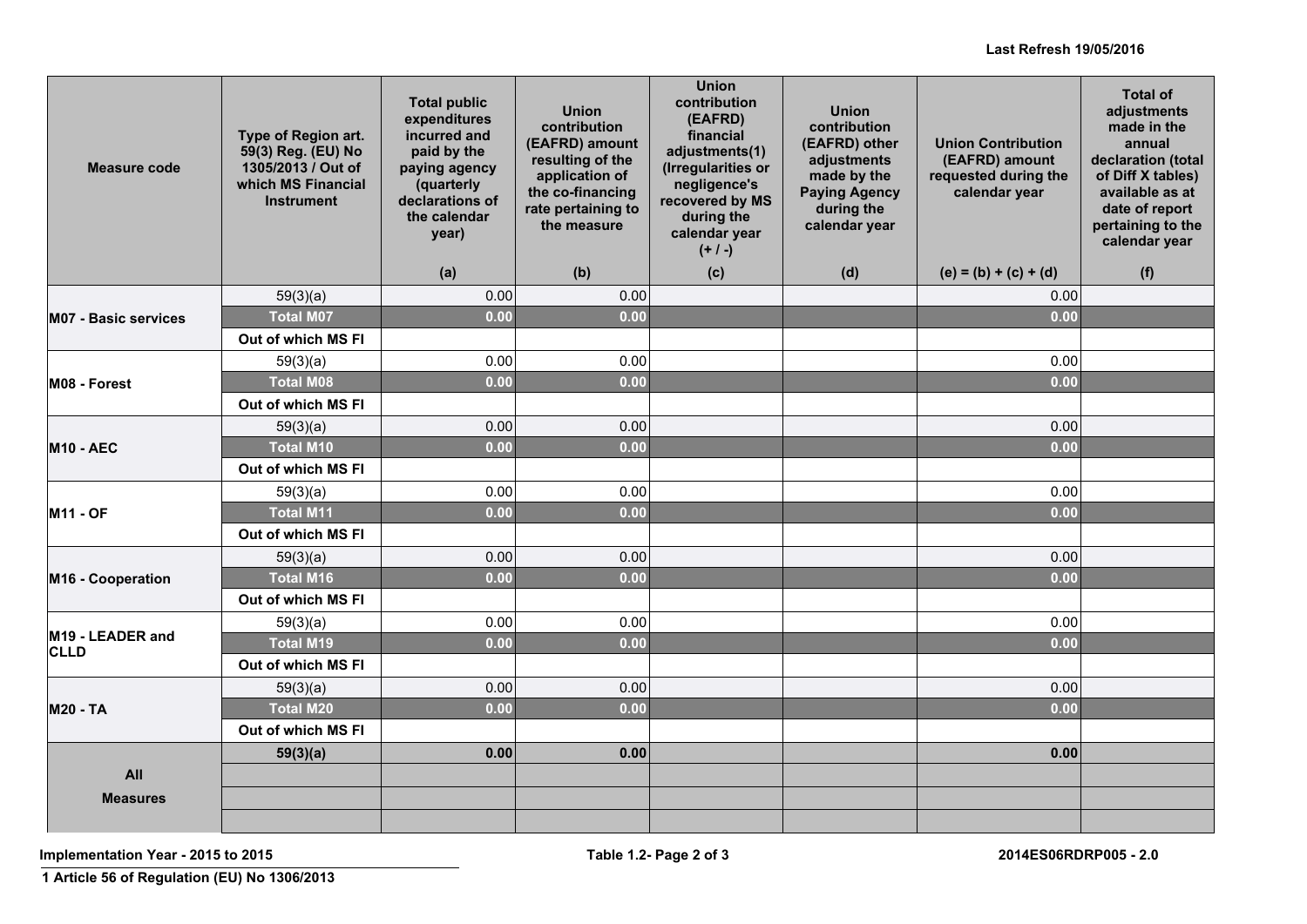Last Refresh 19/05/2016

| Measure code | Type of Region art. 59(3) Reg. (EU) No 1305/2013 / Out of which MS Financial Instrument | Total public expenditures incurred and paid by the paying agency (quarterly declarations of the calendar year) | Union contribution (EAFRD) amount resulting of the application of the co-financing rate pertaining to the measure | Union contribution (EAFRD) financial adjustments(1) (Irregularities or negligence's recovered by MS during the calendar year (+ / -) | Union contribution (EAFRD) other adjustments made by the Paying Agency during the calendar year | Union Contribution (EAFRD) amount requested during the calendar year | Total of adjustments made in the annual declaration (total of Diff X tables) available as at date of report pertaining to the calendar year |
|---|---|---|---|---|---|---|---|
| | | (a) | (b) | (c) | (d) | (e) = (b) + (c) + (d) | (f) |
| M07 - Basic services | 59(3)(a) | 0.00 | 0.00 | | | 0.00 | |
| | Total M07 | 0.00 | 0.00 | | | 0.00 | |
| | Out of which MS FI | | | | | | |
| M08 - Forest | 59(3)(a) | 0.00 | 0.00 | | | 0.00 | |
| | Total M08 | 0.00 | 0.00 | | | 0.00 | |
| | Out of which MS FI | | | | | | |
| M10 - AEC | 59(3)(a) | 0.00 | 0.00 | | | 0.00 | |
| | Total M10 | 0.00 | 0.00 | | | 0.00 | |
| | Out of which MS FI | | | | | | |
| M11 - OF | 59(3)(a) | 0.00 | 0.00 | | | 0.00 | |
| | Total M11 | 0.00 | 0.00 | | | 0.00 | |
| | Out of which MS FI | | | | | | |
| M16 - Cooperation | 59(3)(a) | 0.00 | 0.00 | | | 0.00 | |
| | Total M16 | 0.00 | 0.00 | | | 0.00 | |
| | Out of which MS FI | | | | | | |
| M19 - LEADER and CLLD | 59(3)(a) | 0.00 | 0.00 | | | 0.00 | |
| | Total M19 | 0.00 | 0.00 | | | 0.00 | |
| | Out of which MS FI | | | | | | |
| M20 - TA | 59(3)(a) | 0.00 | 0.00 | | | 0.00 | |
| | Total M20 | 0.00 | 0.00 | | | 0.00 | |
| | Out of which MS FI | | | | | | |
| All Measures | 59(3)(a) | 0.00 | 0.00 | | | 0.00 | |
| | | | | | | | |
| | | | | | | | |
| | | | | | | | |

Implementation Year - 2015 to 2015 — Table 1.2 — 2014ES06RDRP005 - 2.0

1 Article 56 of Regulation (EU) No 1306/2013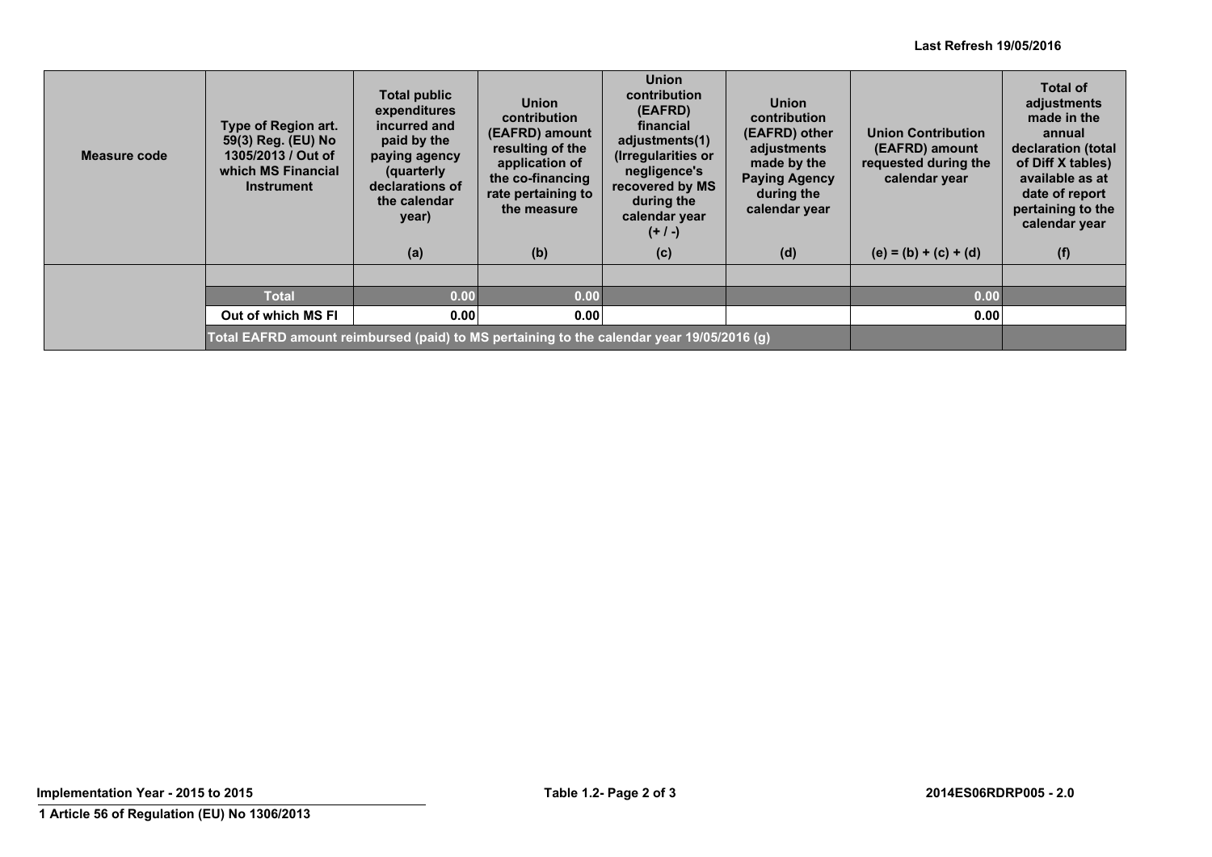Last Refresh 19/05/2016

| Measure code | Type of Region art. 59(3) Reg. (EU) No 1305/2013 / Out of which MS Financial Instrument | Total public expenditures incurred and paid by the paying agency (quarterly declarations of the calendar year) (a) | Union contribution (EAFRD) amount resulting of the application of the co-financing rate pertaining to the measure (b) | Union contribution (EAFRD) financial adjustments(1) (Irregularities or negligence's recovered by MS during the calendar year (+ / -) (c) | Union contribution (EAFRD) other adjustments made by the Paying Agency during the calendar year (d) | Union Contribution (EAFRD) amount requested during the calendar year (e) = (b) + (c) + (d) | Total of adjustments made in the annual declaration (total of Diff X tables) available as at date of report pertaining to the calendar year (f) |
|---|---|---|---|---|---|---|---|
| | | | | | | | |
| | Total | 0.00 | 0.00 | | | 0.00 | |
| | Out of which MS FI | 0.00 | 0.00 | | | 0.00 | |
| | Total EAFRD amount reimbursed (paid) to MS pertaining to the calendar year 19/05/2016 (g) | | | | | | |

Implementation Year - 2015 to 2015

Table 1.2

2014ES06RDRP005 - 2.0

1 Article 56 of Regulation (EU) No 1306/2013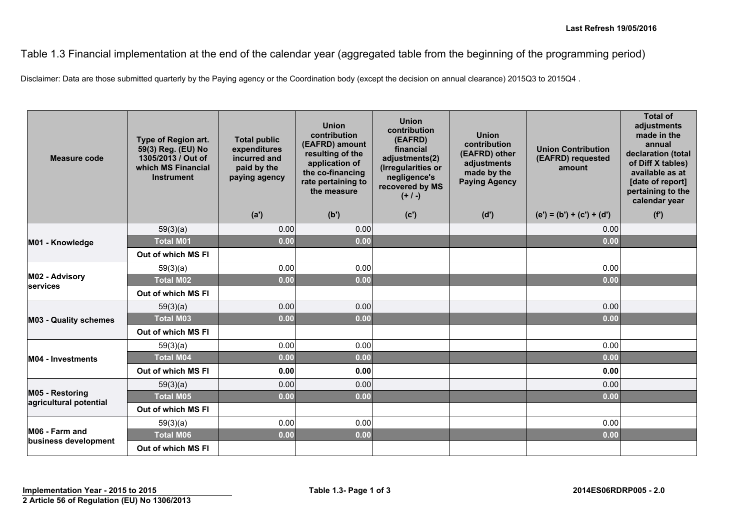Last Refresh 19/05/2016

# Table 1.3 Financial implementation at the end of the calendar year (aggregated table from the beginning of the programming period)

Disclaimer: Data are those submitted quarterly by the Paying agency or the Coordination body (except the decision on annual clearance) 2015Q3 to 2015Q4 .

| Measure code | Type of Region art. 59(3) Reg. (EU) No 1305/2013 / Out of which MS Financial Instrument | Total public expenditures incurred and paid by the paying agency | Union contribution (EAFRD) amount resulting of the application of the co-financing rate pertaining to the measure | Union contribution (EAFRD) financial adjustments(2) (Irregularities or negligence's recovered by MS (+ / -) | Union contribution (EAFRD) other adjustments made by the Paying Agency | Union Contribution (EAFRD) requested amount | Total of adjustments made in the annual declaration (total of Diff X tables) available as at [date of report] pertaining to the calendar year |
|---|---|---|---|---|---|---|---|
| | | (a') | (b') | (c') | (d') | (e') = (b') + (c') + (d') | (f') |
| M01 - Knowledge | 59(3)(a) | 0.00 | 0.00 | | | 0.00 | |
| | **Total M01** | **0.00** | **0.00** | | | **0.00** | |
| | **Out of which MS FI** | | | | | | |
| M02 - Advisory services | 59(3)(a) | 0.00 | 0.00 | | | 0.00 | |
| | **Total M02** | **0.00** | **0.00** | | | **0.00** | |
| | **Out of which MS FI** | | | | | | |
| M03 - Quality schemes | 59(3)(a) | 0.00 | 0.00 | | | 0.00 | |
| | **Total M03** | **0.00** | **0.00** | | | **0.00** | |
| | **Out of which MS FI** | | | | | | |
| M04 - Investments | 59(3)(a) | 0.00 | 0.00 | | | 0.00 | |
| | **Total M04** | **0.00** | **0.00** | | | **0.00** | |
| | **Out of which MS FI** | **0.00** | **0.00** | | | **0.00** | |
| M05 - Restoring agricultural potential | 59(3)(a) | 0.00 | 0.00 | | | 0.00 | |
| | **Total M05** | **0.00** | **0.00** | | | **0.00** | |
| | **Out of which MS FI** | | | | | | |
| M06 - Farm and business development | 59(3)(a) | 0.00 | 0.00 | | | 0.00 | |
| | **Total M06** | **0.00** | **0.00** | | | **0.00** | |
| | **Out of which MS FI** | | | | | | |

Implementation Year - 2015 to 2015

2 Article 56 of Regulation (EU) No 1306/2013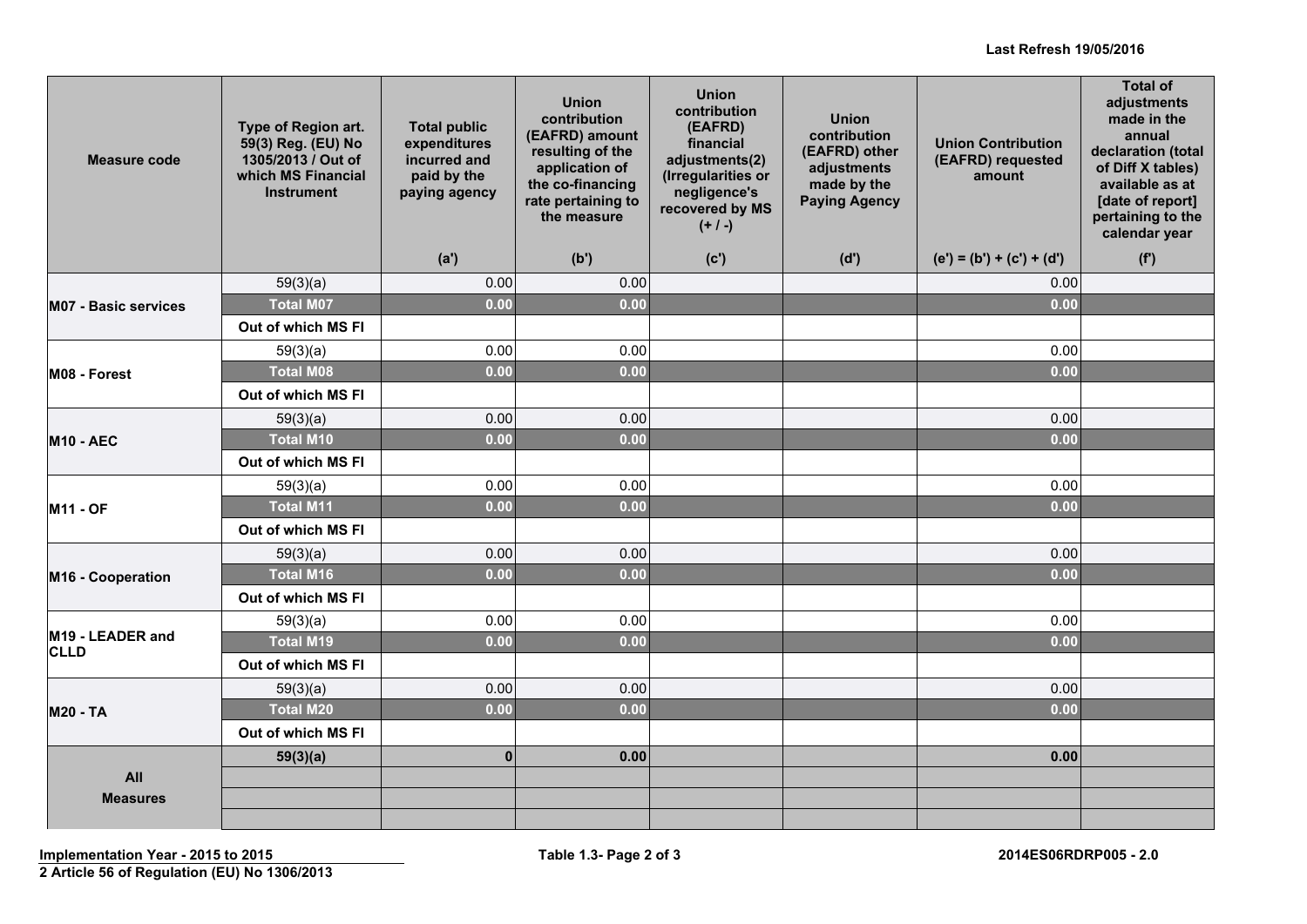Last Refresh 19/05/2016

| Measure code | Type of Region art. 59(3) Reg. (EU) No 1305/2013 / Out of which MS Financial Instrument | Total public expenditures incurred and paid by the paying agency | Union contribution (EAFRD) amount resulting of the application of the co-financing rate pertaining to the measure | Union contribution (EAFRD) financial adjustments(2) (Irregularities or negligence's recovered by MS (+ / -) | Union contribution (EAFRD) other adjustments made by the Paying Agency | Union Contribution (EAFRD) requested amount | Total of adjustments made in the annual declaration (total of Diff X tables) available as at [date of report] pertaining to the calendar year |
|---|---|---|---|---|---|---|---|
| | | (a') | (b') | (c') | (d') | (e') = (b') + (c') + (d') | (f') |
| M07 - Basic services | 59(3)(a) | 0.00 | 0.00 | | | 0.00 | |
| | **Total M07** | **0.00** | **0.00** | | | **0.00** | |
| | **Out of which MS FI** | | | | | | |
| M08 - Forest | 59(3)(a) | 0.00 | 0.00 | | | 0.00 | |
| | **Total M08** | **0.00** | **0.00** | | | **0.00** | |
| | **Out of which MS FI** | | | | | | |
| M10 - AEC | 59(3)(a) | 0.00 | 0.00 | | | 0.00 | |
| | **Total M10** | **0.00** | **0.00** | | | **0.00** | |
| | **Out of which MS FI** | | | | | | |
| M11 - OF | 59(3)(a) | 0.00 | 0.00 | | | 0.00 | |
| | **Total M11** | **0.00** | **0.00** | | | **0.00** | |
| | **Out of which MS FI** | | | | | | |
| M16 - Cooperation | 59(3)(a) | 0.00 | 0.00 | | | 0.00 | |
| | **Total M16** | **0.00** | **0.00** | | | **0.00** | |
| | **Out of which MS FI** | | | | | | |
| M19 - LEADER and CLLD | 59(3)(a) | 0.00 | 0.00 | | | 0.00 | |
| | **Total M19** | **0.00** | **0.00** | | | **0.00** | |
| | **Out of which MS FI** | | | | | | |
| M20 - TA | 59(3)(a) | 0.00 | 0.00 | | | 0.00 | |
| | **Total M20** | **0.00** | **0.00** | | | **0.00** | |
| | **Out of which MS FI** | | | | | | |
| **All Measures** | **59(3)(a)** | **0** | **0.00** | | | **0.00** | |
| | | | | | | | |
| | | | | | | | |
| | | | | | | | |

Implementation Year - 2015 to 2015

Table 1.3

2014ES06RDRP005 - 2.0

2 Article 56 of Regulation (EU) No 1306/2013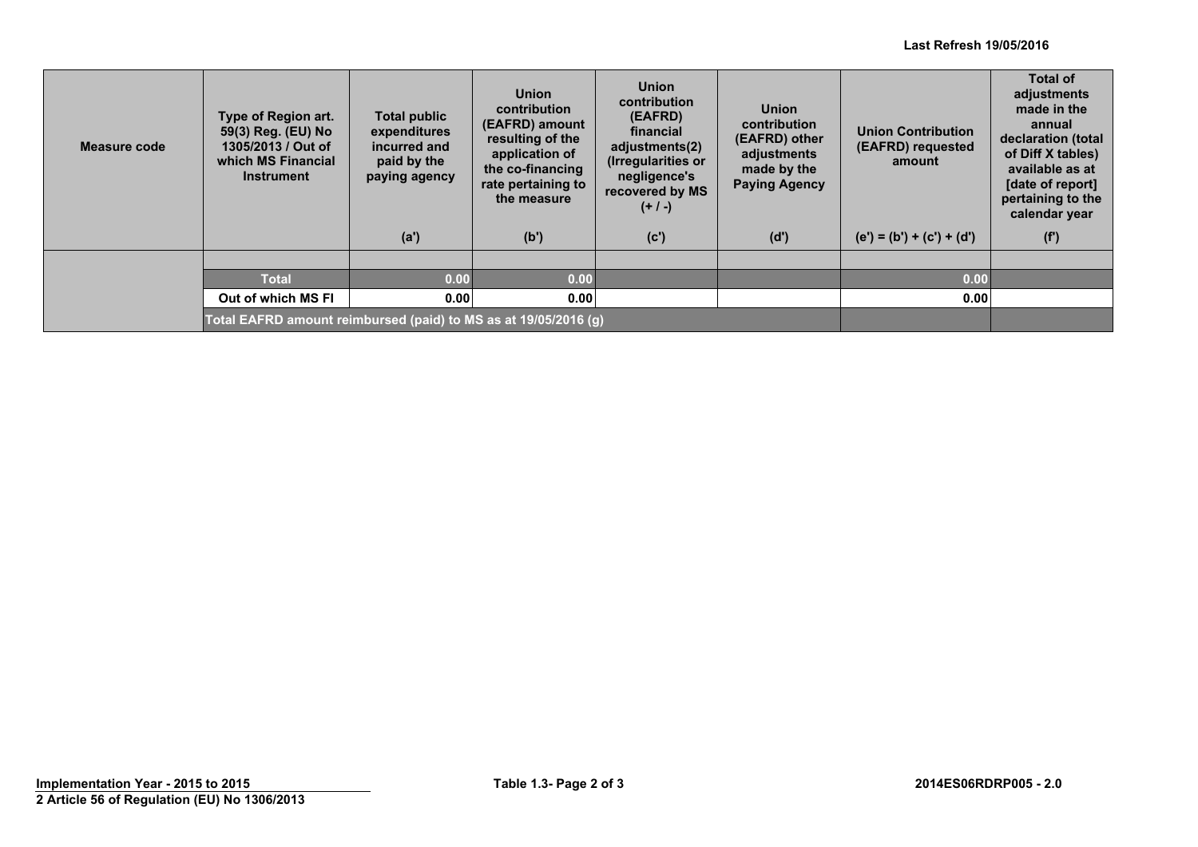Last Refresh 19/05/2016

| Measure code | Type of Region art. 59(3) Reg. (EU) No 1305/2013 / Out of which MS Financial Instrument | Total public expenditures incurred and paid by the paying agency | Union contribution (EAFRD) amount resulting of the application of the co-financing rate pertaining to the measure | Union contribution (EAFRD) financial adjustments(2) (Irregularities or negligence's recovered by MS (+ / -) | Union contribution (EAFRD) other adjustments made by the Paying Agency | Union Contribution (EAFRD) requested amount | Total of adjustments made in the annual declaration (total of Diff X tables) available as at [date of report] pertaining to the calendar year |
|---|---|---|---|---|---|---|---|
| | | (a') | (b') | (c') | (d') | (e') = (b') + (c') + (d') | (f') |
| | | | | | | | |
| | Total | 0.00 | 0.00 | | | 0.00 | |
| | Out of which MS FI | 0.00 | 0.00 | | | 0.00 | |
| | Total EAFRD amount reimbursed (paid) to MS as at 19/05/2016 (g) | | | | | | |

Implementation Year - 2015 to 2015

2 Article 56 of Regulation (EU) No 1306/2013

Table 1.3- Page 2 of 3

2014ES06RDRP005 - 2.0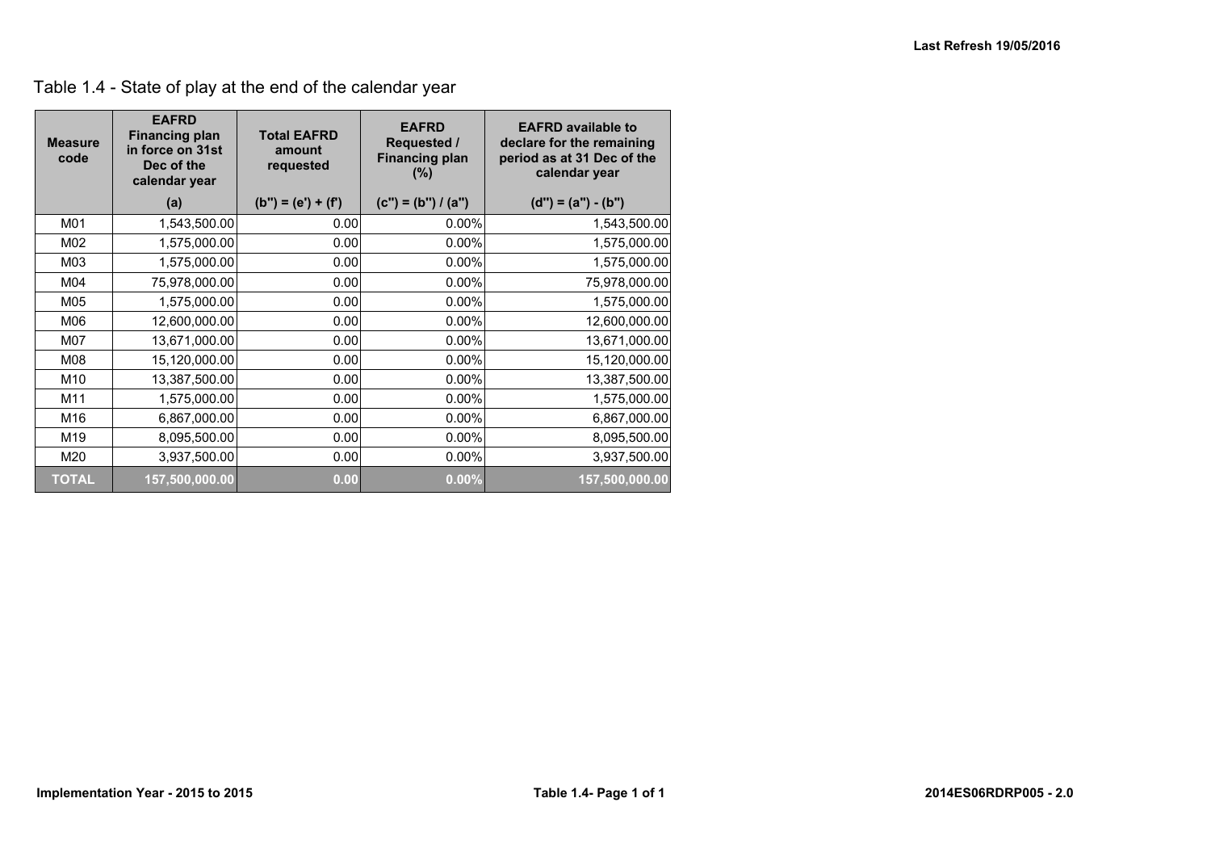Table 1.4 - State of play at the end of the calendar year

| Measure code | EAFRD Financing plan in force on 31st Dec of the calendar year | Total EAFRD amount requested | EAFRD Requested / Financing plan (%) | EAFRD available to declare for the remaining period as at 31 Dec of the calendar year |
|---|---|---|---|---|
| | (a) | (b'') = (e') + (f') | (c'') = (b'') / (a'') | (d'') = (a'') - (b'') |
| M01 | 1,543,500.00 | 0.00 | 0.00% | 1,543,500.00 |
| M02 | 1,575,000.00 | 0.00 | 0.00% | 1,575,000.00 |
| M03 | 1,575,000.00 | 0.00 | 0.00% | 1,575,000.00 |
| M04 | 75,978,000.00 | 0.00 | 0.00% | 75,978,000.00 |
| M05 | 1,575,000.00 | 0.00 | 0.00% | 1,575,000.00 |
| M06 | 12,600,000.00 | 0.00 | 0.00% | 12,600,000.00 |
| M07 | 13,671,000.00 | 0.00 | 0.00% | 13,671,000.00 |
| M08 | 15,120,000.00 | 0.00 | 0.00% | 15,120,000.00 |
| M10 | 13,387,500.00 | 0.00 | 0.00% | 13,387,500.00 |
| M11 | 1,575,000.00 | 0.00 | 0.00% | 1,575,000.00 |
| M16 | 6,867,000.00 | 0.00 | 0.00% | 6,867,000.00 |
| M19 | 8,095,500.00 | 0.00 | 0.00% | 8,095,500.00 |
| M20 | 3,937,500.00 | 0.00 | 0.00% | 3,937,500.00 |
| **TOTAL** | **157,500,000.00** | **0.00** | **0.00%** | **157,500,000.00** |